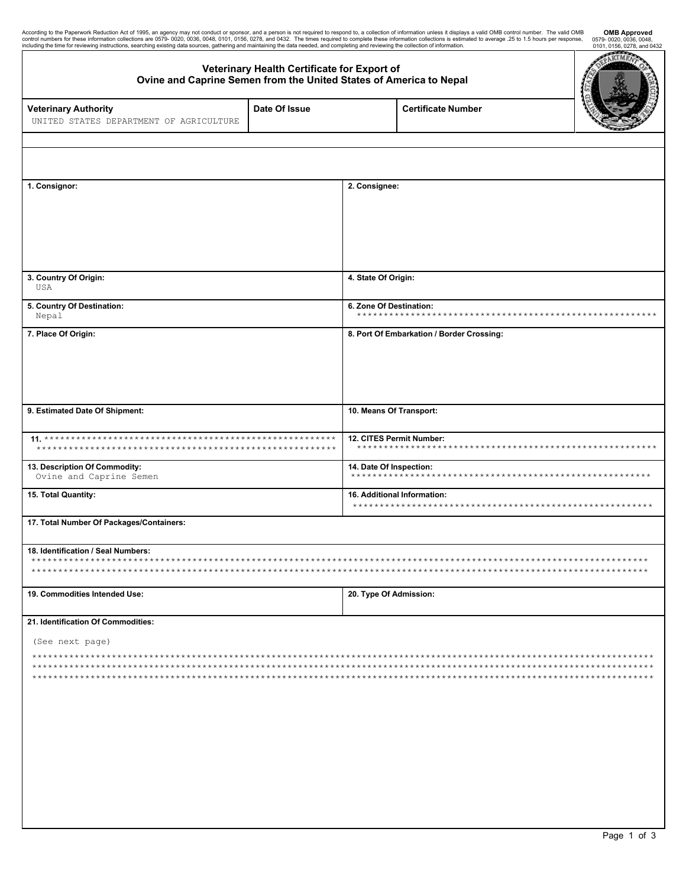According to the Paperwork Reduction Act of 1995, an agency may not conduct or sponsor, and a person is not required to respond to, a collection of information unless it displays a valid OMB control number. The valid OMB control numbers for these information collections are 0579- 0020, 0036, 0048, 0101, 0156, 0278, and 0432. The times required to complete these information collections is estimated to average .25 to 1.5 hours per response, including the time for reviewing instructions, searching existing data sources, gathering and maintaining the data needed, and completing and reviewing the collection of information.

**OMB Approved**
0579- 0020, 0036, 0048, 0101, 0156, 0278, and 0432

# Veterinary Health Certificate for Export of Ovine and Caprine Semen from the United States of America to Nepal

| Veterinary Authority | Date Of Issue | Certificate Number |
|---|---|---|
| UNITED STATES DEPARTMENT OF AGRICULTURE | | |

| | |
|---|---|
| **1. Consignor:** | **2. Consignee:** |
| **3. Country Of Origin:** USA | **4. State Of Origin:** |
| **5. Country Of Destination:** Nepal | **6. Zone Of Destination:** ******************************************************** |
| **7. Place Of Origin:** | **8. Port Of Embarkation / Border Crossing:** |
| **9. Estimated Date Of Shipment:** | **10. Means Of Transport:** |
| **11.** ******************************************************** ******************************************************** | **12. CITES Permit Number:** ******************************************************** |
| **13. Description Of Commodity:** Ovine and Caprine Semen | **14. Date Of Inspection:** ******************************************************** |
| **15. Total Quantity:** | **16. Additional Information:** ******************************************************** |

**17. Total Number Of Packages/Containers:**

**18. Identification / Seal Numbers:**
************************************************************************************************************************
************************************************************************************************************************

| | |
|---|---|
| **19. Commodities Intended Use:** | **20. Type Of Admission:** |

**21. Identification Of Commodities:**

(See next page)

************************************************************************************************************************
************************************************************************************************************************
************************************************************************************************************************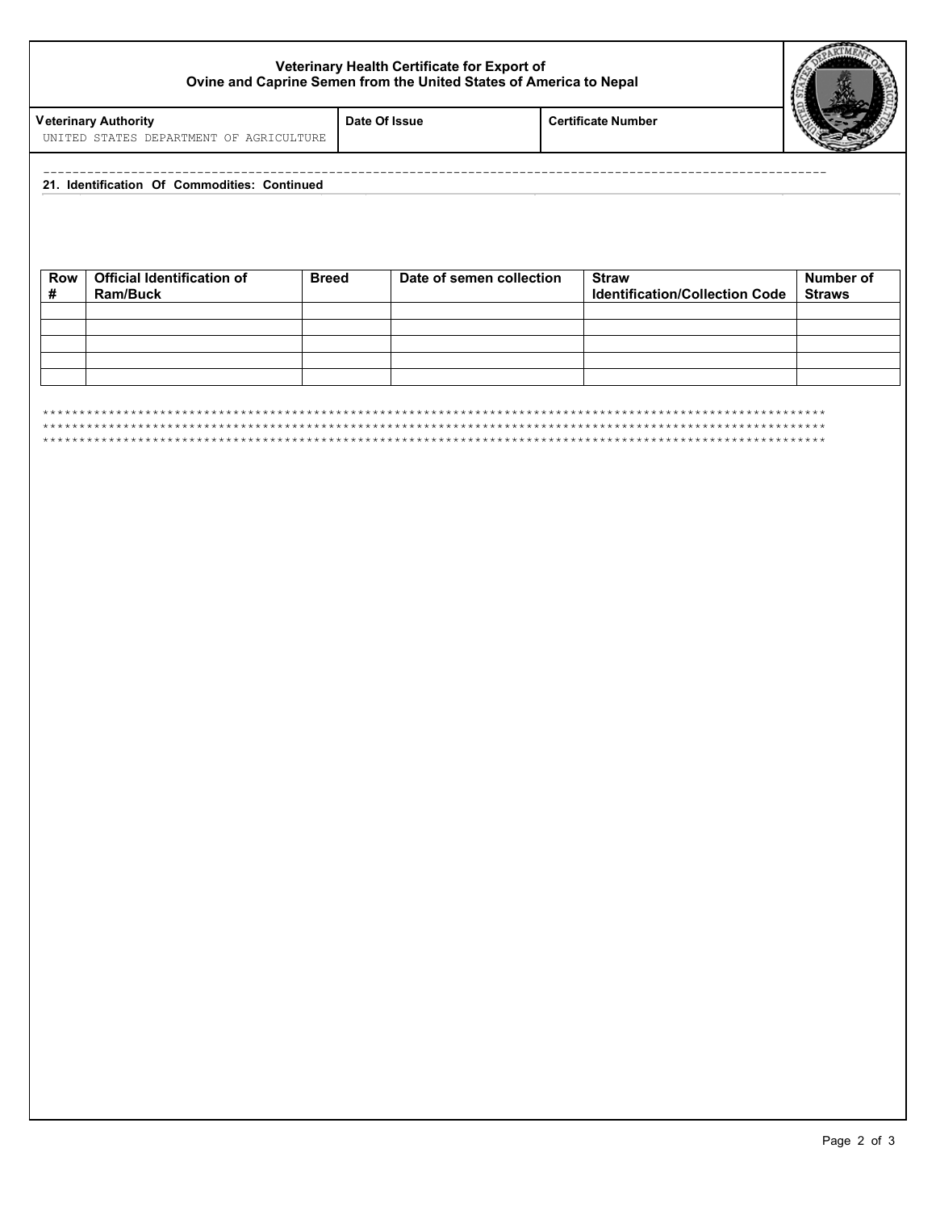# Veterinary Health Certificate for Export of Ovine and Caprine Semen from the United States of America to Nepal

| Veterinary Authority | Date Of Issue | Certificate Number |
|---|---|---|
| UNITED STATES DEPARTMENT OF AGRICULTURE | | |

---

**21. Identification Of Commodities: Continued**

| Row # | Official Identification of Ram/Buck | Breed | Date of semen collection | Straw Identification/Collection Code | Number of Straws |
|---|---|---|---|---|---|
| | | | | | |
| | | | | | |
| | | | | | |
| | | | | | |
| | | | | | |

*****************************************************************************************************************
*****************************************************************************************************************
*****************************************************************************************************************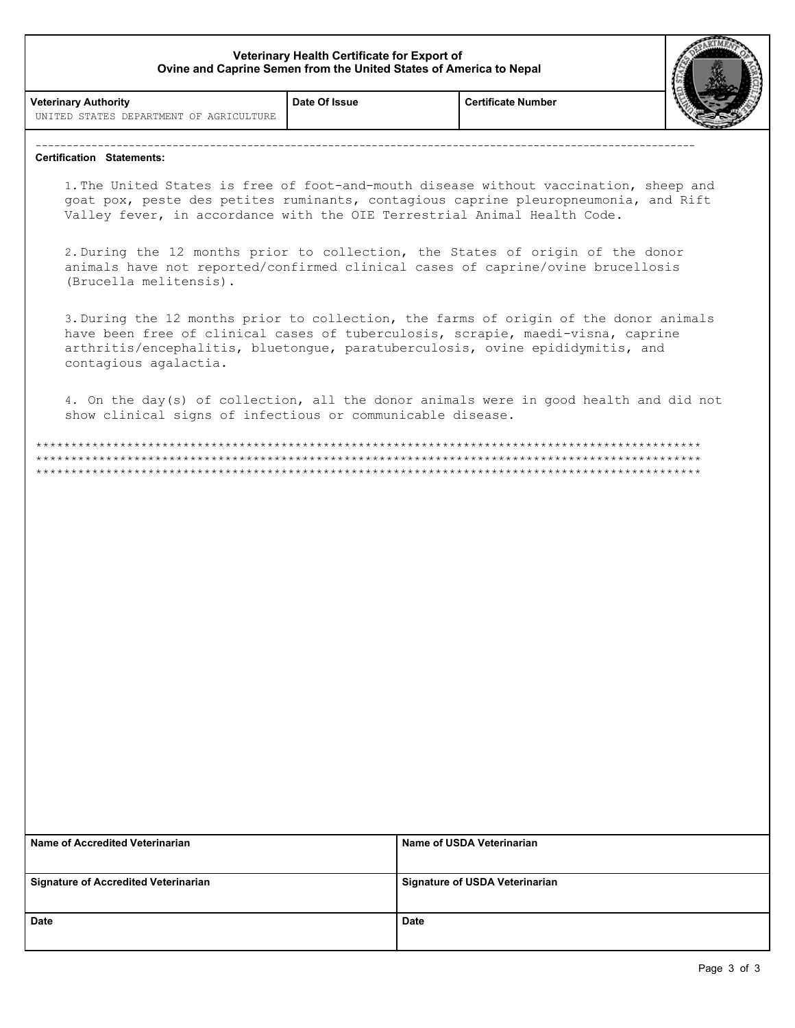# Veterinary Health Certificate for Export of Ovine and Caprine Semen from the United States of America to Nepal

| Veterinary Authority | Date Of Issue | Certificate Number |
|---|---|---|
| UNITED STATES DEPARTMENT OF AGRICULTURE | | |

---

**Certification Statements:**

1. The United States is free of foot-and-mouth disease without vaccination, sheep and goat pox, peste des petites ruminants, contagious caprine pleuropneumonia, and Rift Valley fever, in accordance with the OIE Terrestrial Animal Health Code.

2. During the 12 months prior to collection, the States of origin of the donor animals have not reported/confirmed clinical cases of caprine/ovine brucellosis (Brucella melitensis).

3. During the 12 months prior to collection, the farms of origin of the donor animals have been free of clinical cases of tuberculosis, scrapie, maedi-visna, caprine arthritis/encephalitis, bluetongue, paratuberculosis, ovine epididymitis, and contagious agalactia.

4. On the day(s) of collection, all the donor animals were in good health and did not show clinical signs of infectious or communicable disease.

*******************************************************************************************
*******************************************************************************************
*******************************************************************************************

| | |
|---|---|
| **Name of Accredited Veterinarian** | **Name of USDA Veterinarian** |
| **Signature of Accredited Veterinarian** | **Signature of USDA Veterinarian** |
| **Date** | **Date** |